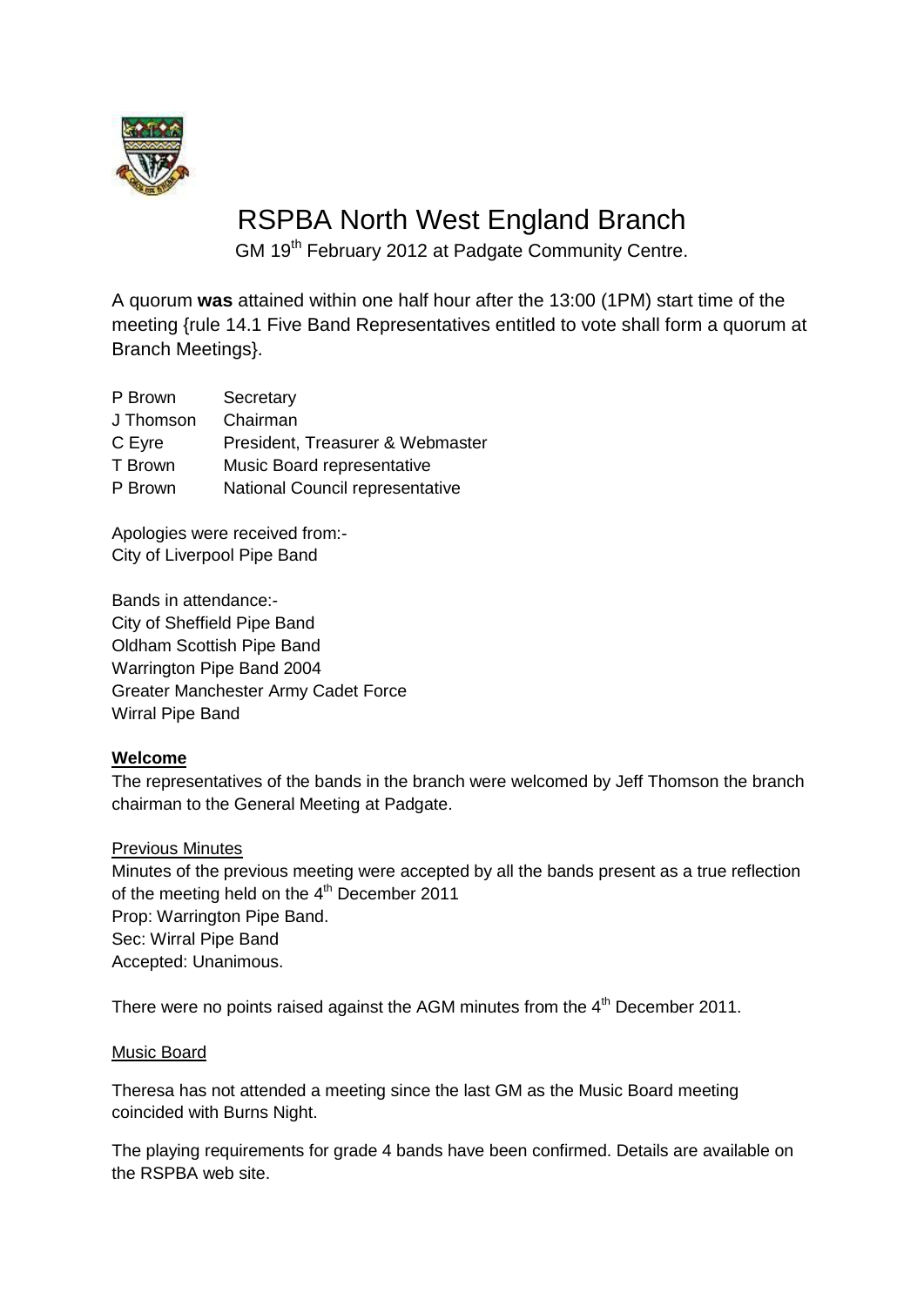# RSPBA North West England Branch

GM 19th February 2012 at Padgate Community Centre.

A quorum **was** attained within one half hour after the 13:00 (1PM) start time of the meeting {rule 14.1 Five Band Representatives entitled to vote shall form a quorum at Branch Meetings}.

| | |
|---|---|
| P Brown | Secretary |
| J Thomson | Chairman |
| C Eyre | President, Treasurer & Webmaster |
| T Brown | Music Board representative |
| P Brown | National Council representative |

Apologies were received from:-
City of Liverpool Pipe Band

Bands in attendance:-
City of Sheffield Pipe Band
Oldham Scottish Pipe Band
Warrington Pipe Band 2004
Greater Manchester Army Cadet Force
Wirral Pipe Band

**Welcome**

The representatives of the bands in the branch were welcomed by Jeff Thomson the branch chairman to the General Meeting at Padgate.

Previous Minutes

Minutes of the previous meeting were accepted by all the bands present as a true reflection of the meeting held on the 4th December 2011
Prop: Warrington Pipe Band.
Sec: Wirral Pipe Band
Accepted: Unanimous.

There were no points raised against the AGM minutes from the 4th December 2011.

Music Board

Theresa has not attended a meeting since the last GM as the Music Board meeting coincided with Burns Night.

The playing requirements for grade 4 bands have been confirmed. Details are available on the RSPBA web site.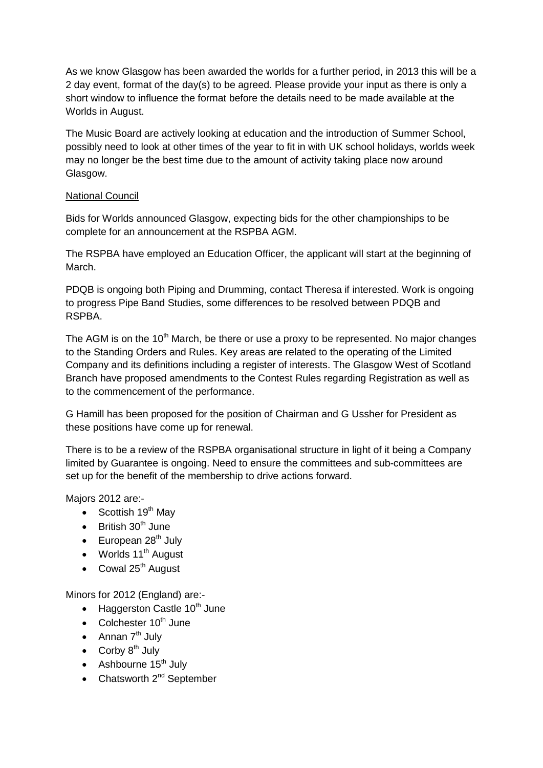As we know Glasgow has been awarded the worlds for a further period, in 2013 this will be a 2 day event, format of the day(s) to be agreed. Please provide your input as there is only a short window to influence the format before the details need to be made available at the Worlds in August.

The Music Board are actively looking at education and the introduction of Summer School, possibly need to look at other times of the year to fit in with UK school holidays, worlds week may no longer be the best time due to the amount of activity taking place now around Glasgow.

<u>National Council</u>

Bids for Worlds announced Glasgow, expecting bids for the other championships to be complete for an announcement at the RSPBA AGM.

The RSPBA have employed an Education Officer, the applicant will start at the beginning of March.

PDQB is ongoing both Piping and Drumming, contact Theresa if interested. Work is ongoing to progress Pipe Band Studies, some differences to be resolved between PDQB and RSPBA.

The AGM is on the 10th March, be there or use a proxy to be represented. No major changes to the Standing Orders and Rules. Key areas are related to the operating of the Limited Company and its definitions including a register of interests. The Glasgow West of Scotland Branch have proposed amendments to the Contest Rules regarding Registration as well as to the commencement of the performance.

G Hamill has been proposed for the position of Chairman and G Ussher for President as these positions have come up for renewal.

There is to be a review of the RSPBA organisational structure in light of it being a Company limited by Guarantee is ongoing. Need to ensure the committees and sub-committees are set up for the benefit of the membership to drive actions forward.

Majors 2012 are:-

- Scottish 19th May
- British 30th June
- European 28th July
- Worlds 11th August
- Cowal 25th August

Minors for 2012 (England) are:-

- Haggerston Castle 10th June
- Colchester 10th June
- Annan 7th July
- Corby 8th July
- Ashbourne 15th July
- Chatsworth 2nd September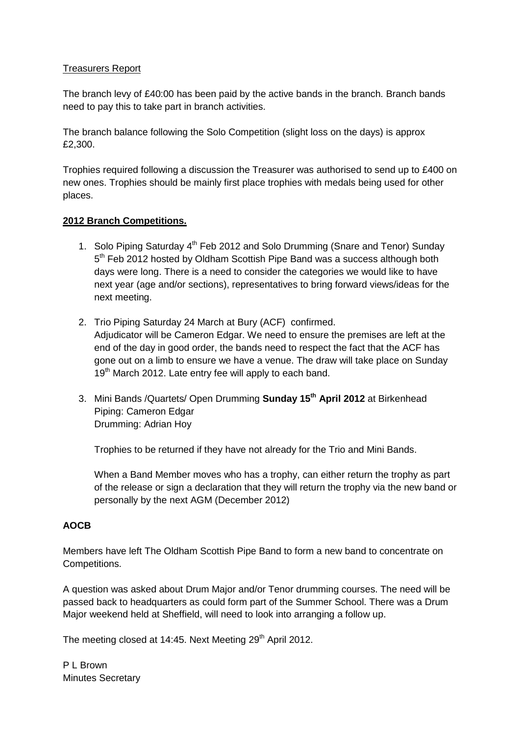Treasurers Report

The branch levy of £40:00 has been paid by the active bands in the branch. Branch bands need to pay this to take part in branch activities.

The branch balance following the Solo Competition (slight loss on the days) is approx £2,300.

Trophies required following a discussion the Treasurer was authorised to send up to £400 on new ones. Trophies should be mainly first place trophies with medals being used for other places.

## 2012 Branch Competitions.

1. Solo Piping Saturday 4th Feb 2012 and Solo Drumming (Snare and Tenor) Sunday 5th Feb 2012 hosted by Oldham Scottish Pipe Band was a success although both days were long. There is a need to consider the categories we would like to have next year (age and/or sections), representatives to bring forward views/ideas for the next meeting.

2. Trio Piping Saturday 24 March at Bury (ACF) confirmed.
   Adjudicator will be Cameron Edgar. We need to ensure the premises are left at the end of the day in good order, the bands need to respect the fact that the ACF has gone out on a limb to ensure we have a venue. The draw will take place on Sunday 19th March 2012. Late entry fee will apply to each band.

3. Mini Bands /Quartets/ Open Drumming **Sunday 15th April 2012** at Birkenhead
   Piping: Cameron Edgar
   Drumming: Adrian Hoy

   Trophies to be returned if they have not already for the Trio and Mini Bands.

   When a Band Member moves who has a trophy, can either return the trophy as part of the release or sign a declaration that they will return the trophy via the new band or personally by the next AGM (December 2012)

## AOCB

Members have left The Oldham Scottish Pipe Band to form a new band to concentrate on Competitions.

A question was asked about Drum Major and/or Tenor drumming courses. The need will be passed back to headquarters as could form part of the Summer School. There was a Drum Major weekend held at Sheffield, will need to look into arranging a follow up.

The meeting closed at 14:45. Next Meeting 29th April 2012.

P L Brown
Minutes Secretary